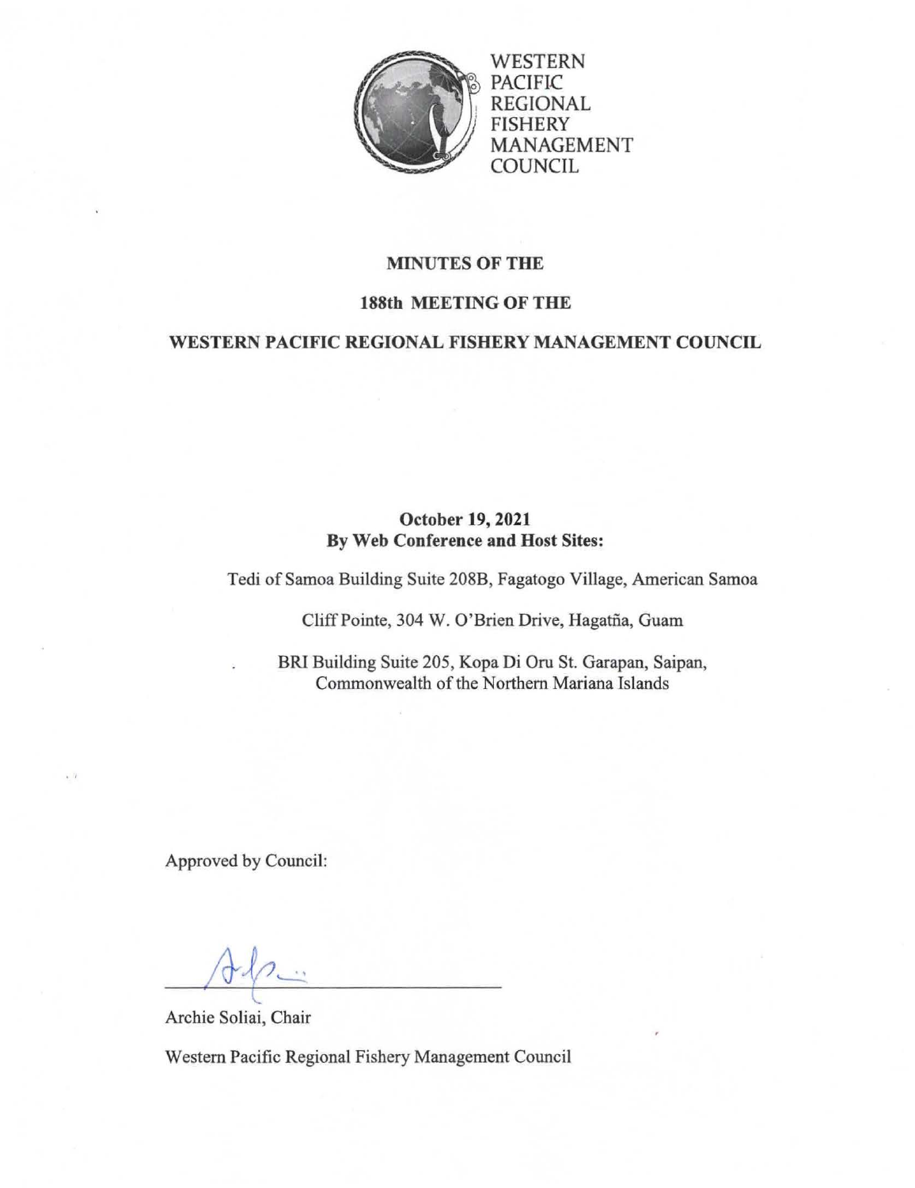WESTERN
PACIFIC
REGIONAL
FISHERY
MANAGEMENT
COUNCIL

# MINUTES OF THE

# 188th MEETING OF THE

# WESTERN PACIFIC REGIONAL FISHERY MANAGEMENT COUNCIL

**October 19, 2021**
**By Web Conference and Host Sites:**

Tedi of Samoa Building Suite 208B, Fagatogo Village, American Samoa

Cliff Pointe, 304 W. O'Brien Drive, Hagatña, Guam

BRI Building Suite 205, Kopa Di Oru St. Garapan, Saipan, Commonwealth of the Northern Mariana Islands

Approved by Council:

Archie Soliai, Chair

Western Pacific Regional Fishery Management Council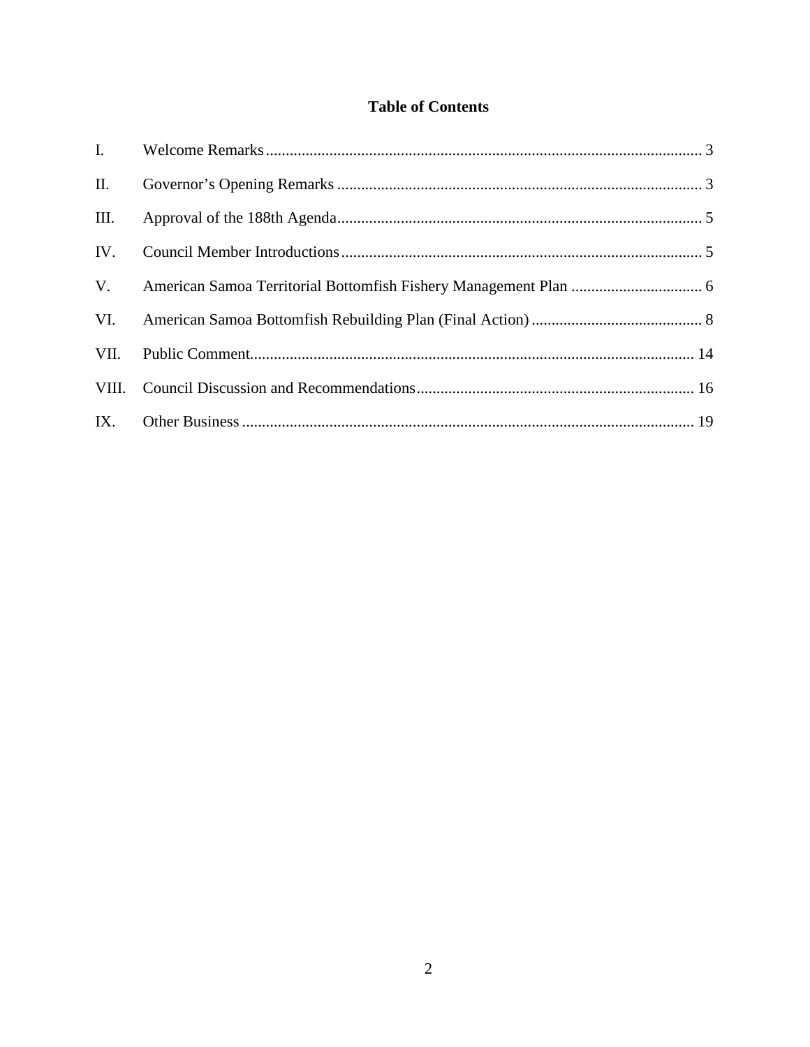## Table of Contents

I. Welcome Remarks ..... 3

II. Governor's Opening Remarks ..... 3

III. Approval of the 188th Agenda ..... 5

IV. Council Member Introductions ..... 5

V. American Samoa Territorial Bottomfish Fishery Management Plan ..... 6

VI. American Samoa Bottomfish Rebuilding Plan (Final Action) ..... 8

VII. Public Comment ..... 14

VIII. Council Discussion and Recommendations ..... 16

IX. Other Business ..... 19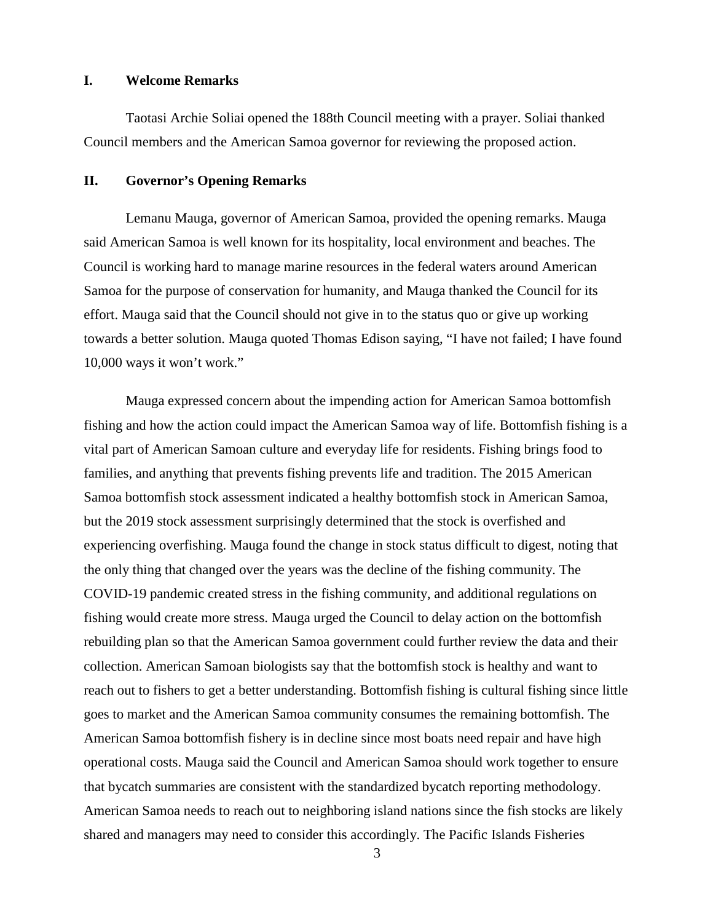## I. Welcome Remarks

Taotasi Archie Soliai opened the 188th Council meeting with a prayer. Soliai thanked Council members and the American Samoa governor for reviewing the proposed action.

## II. Governor's Opening Remarks

Lemanu Mauga, governor of American Samoa, provided the opening remarks. Mauga said American Samoa is well known for its hospitality, local environment and beaches. The Council is working hard to manage marine resources in the federal waters around American Samoa for the purpose of conservation for humanity, and Mauga thanked the Council for its effort. Mauga said that the Council should not give in to the status quo or give up working towards a better solution. Mauga quoted Thomas Edison saying, "I have not failed; I have found 10,000 ways it won't work."

Mauga expressed concern about the impending action for American Samoa bottomfish fishing and how the action could impact the American Samoa way of life. Bottomfish fishing is a vital part of American Samoan culture and everyday life for residents. Fishing brings food to families, and anything that prevents fishing prevents life and tradition. The 2015 American Samoa bottomfish stock assessment indicated a healthy bottomfish stock in American Samoa, but the 2019 stock assessment surprisingly determined that the stock is overfished and experiencing overfishing. Mauga found the change in stock status difficult to digest, noting that the only thing that changed over the years was the decline of the fishing community. The COVID-19 pandemic created stress in the fishing community, and additional regulations on fishing would create more stress. Mauga urged the Council to delay action on the bottomfish rebuilding plan so that the American Samoa government could further review the data and their collection. American Samoan biologists say that the bottomfish stock is healthy and want to reach out to fishers to get a better understanding. Bottomfish fishing is cultural fishing since little goes to market and the American Samoa community consumes the remaining bottomfish. The American Samoa bottomfish fishery is in decline since most boats need repair and have high operational costs. Mauga said the Council and American Samoa should work together to ensure that bycatch summaries are consistent with the standardized bycatch reporting methodology. American Samoa needs to reach out to neighboring island nations since the fish stocks are likely shared and managers may need to consider this accordingly. The Pacific Islands Fisheries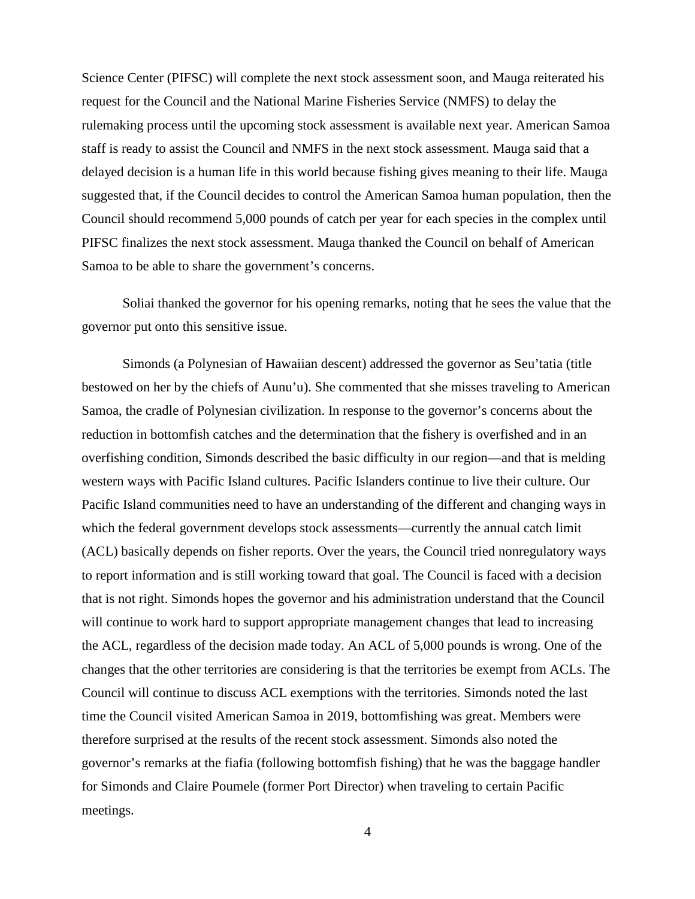Science Center (PIFSC) will complete the next stock assessment soon, and Mauga reiterated his request for the Council and the National Marine Fisheries Service (NMFS) to delay the rulemaking process until the upcoming stock assessment is available next year. American Samoa staff is ready to assist the Council and NMFS in the next stock assessment. Mauga said that a delayed decision is a human life in this world because fishing gives meaning to their life. Mauga suggested that, if the Council decides to control the American Samoa human population, then the Council should recommend 5,000 pounds of catch per year for each species in the complex until PIFSC finalizes the next stock assessment. Mauga thanked the Council on behalf of American Samoa to be able to share the government's concerns.

Soliai thanked the governor for his opening remarks, noting that he sees the value that the governor put onto this sensitive issue.

Simonds (a Polynesian of Hawaiian descent) addressed the governor as Seu'tatia (title bestowed on her by the chiefs of Aunu'u). She commented that she misses traveling to American Samoa, the cradle of Polynesian civilization. In response to the governor's concerns about the reduction in bottomfish catches and the determination that the fishery is overfished and in an overfishing condition, Simonds described the basic difficulty in our region—and that is melding western ways with Pacific Island cultures. Pacific Islanders continue to live their culture. Our Pacific Island communities need to have an understanding of the different and changing ways in which the federal government develops stock assessments—currently the annual catch limit (ACL) basically depends on fisher reports. Over the years, the Council tried nonregulatory ways to report information and is still working toward that goal. The Council is faced with a decision that is not right. Simonds hopes the governor and his administration understand that the Council will continue to work hard to support appropriate management changes that lead to increasing the ACL, regardless of the decision made today. An ACL of 5,000 pounds is wrong. One of the changes that the other territories are considering is that the territories be exempt from ACLs. The Council will continue to discuss ACL exemptions with the territories. Simonds noted the last time the Council visited American Samoa in 2019, bottomfishing was great. Members were therefore surprised at the results of the recent stock assessment. Simonds also noted the governor's remarks at the fiafia (following bottomfish fishing) that he was the baggage handler for Simonds and Claire Poumele (former Port Director) when traveling to certain Pacific meetings.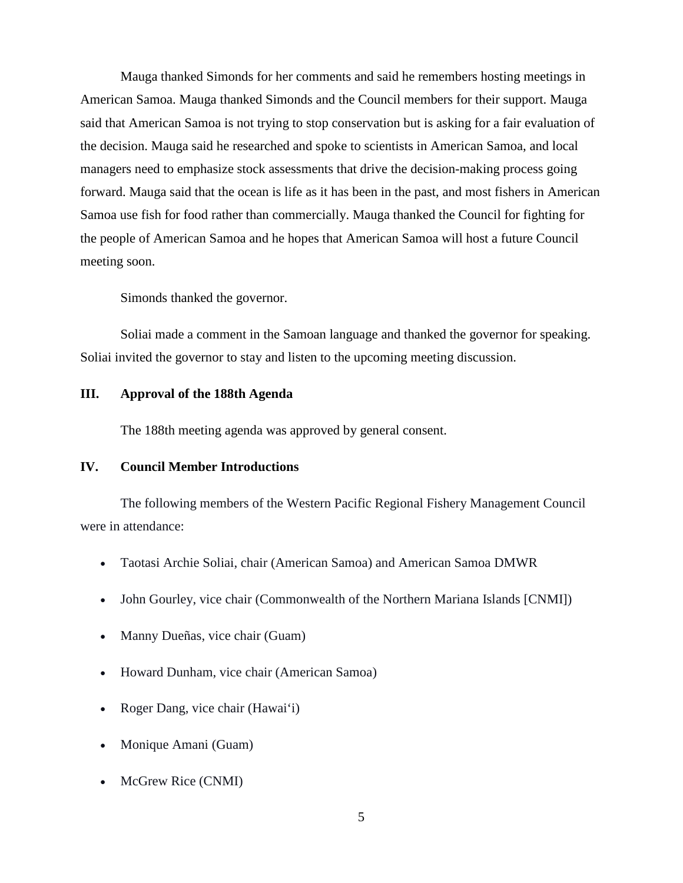Mauga thanked Simonds for her comments and said he remembers hosting meetings in American Samoa. Mauga thanked Simonds and the Council members for their support. Mauga said that American Samoa is not trying to stop conservation but is asking for a fair evaluation of the decision. Mauga said he researched and spoke to scientists in American Samoa, and local managers need to emphasize stock assessments that drive the decision-making process going forward. Mauga said that the ocean is life as it has been in the past, and most fishers in American Samoa use fish for food rather than commercially. Mauga thanked the Council for fighting for the people of American Samoa and he hopes that American Samoa will host a future Council meeting soon.

Simonds thanked the governor.

Soliai made a comment in the Samoan language and thanked the governor for speaking. Soliai invited the governor to stay and listen to the upcoming meeting discussion.

## III. Approval of the 188th Agenda

The 188th meeting agenda was approved by general consent.

## IV. Council Member Introductions

The following members of the Western Pacific Regional Fishery Management Council were in attendance:

- Taotasi Archie Soliai, chair (American Samoa) and American Samoa DMWR
- John Gourley, vice chair (Commonwealth of the Northern Mariana Islands [CNMI])
- Manny Dueñas, vice chair (Guam)
- Howard Dunham, vice chair (American Samoa)
- Roger Dang, vice chair (Hawai'i)
- Monique Amani (Guam)
- McGrew Rice (CNMI)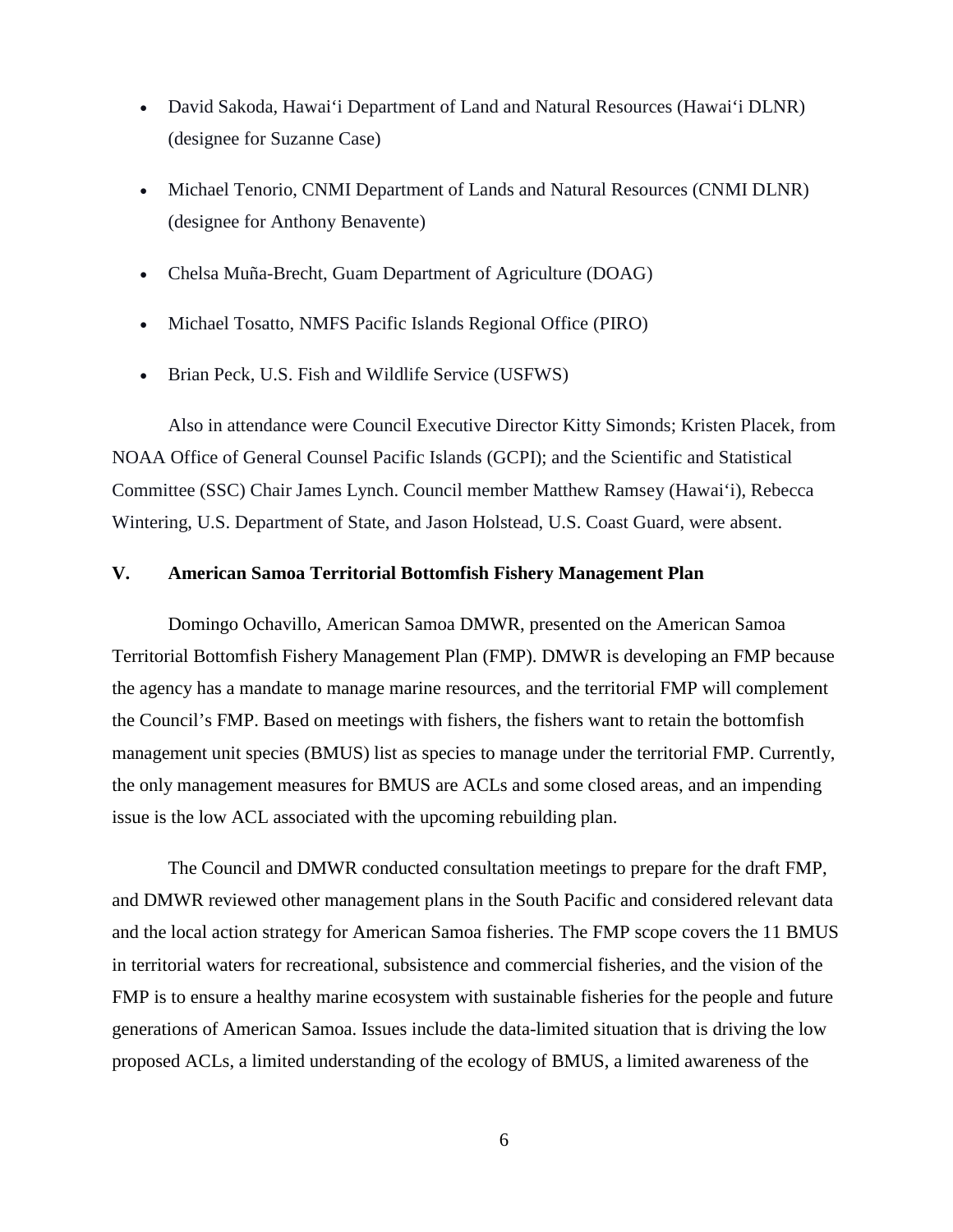- David Sakoda, Hawai'i Department of Land and Natural Resources (Hawai'i DLNR) (designee for Suzanne Case)
- Michael Tenorio, CNMI Department of Lands and Natural Resources (CNMI DLNR) (designee for Anthony Benavente)
- Chelsa Muña-Brecht, Guam Department of Agriculture (DOAG)
- Michael Tosatto, NMFS Pacific Islands Regional Office (PIRO)
- Brian Peck, U.S. Fish and Wildlife Service (USFWS)

Also in attendance were Council Executive Director Kitty Simonds; Kristen Placek, from NOAA Office of General Counsel Pacific Islands (GCPI); and the Scientific and Statistical Committee (SSC) Chair James Lynch. Council member Matthew Ramsey (Hawai'i), Rebecca Wintering, U.S. Department of State, and Jason Holstead, U.S. Coast Guard, were absent.

## V. American Samoa Territorial Bottomfish Fishery Management Plan

Domingo Ochavillo, American Samoa DMWR, presented on the American Samoa Territorial Bottomfish Fishery Management Plan (FMP). DMWR is developing an FMP because the agency has a mandate to manage marine resources, and the territorial FMP will complement the Council's FMP. Based on meetings with fishers, the fishers want to retain the bottomfish management unit species (BMUS) list as species to manage under the territorial FMP. Currently, the only management measures for BMUS are ACLs and some closed areas, and an impending issue is the low ACL associated with the upcoming rebuilding plan.

The Council and DMWR conducted consultation meetings to prepare for the draft FMP, and DMWR reviewed other management plans in the South Pacific and considered relevant data and the local action strategy for American Samoa fisheries. The FMP scope covers the 11 BMUS in territorial waters for recreational, subsistence and commercial fisheries, and the vision of the FMP is to ensure a healthy marine ecosystem with sustainable fisheries for the people and future generations of American Samoa. Issues include the data-limited situation that is driving the low proposed ACLs, a limited understanding of the ecology of BMUS, a limited awareness of the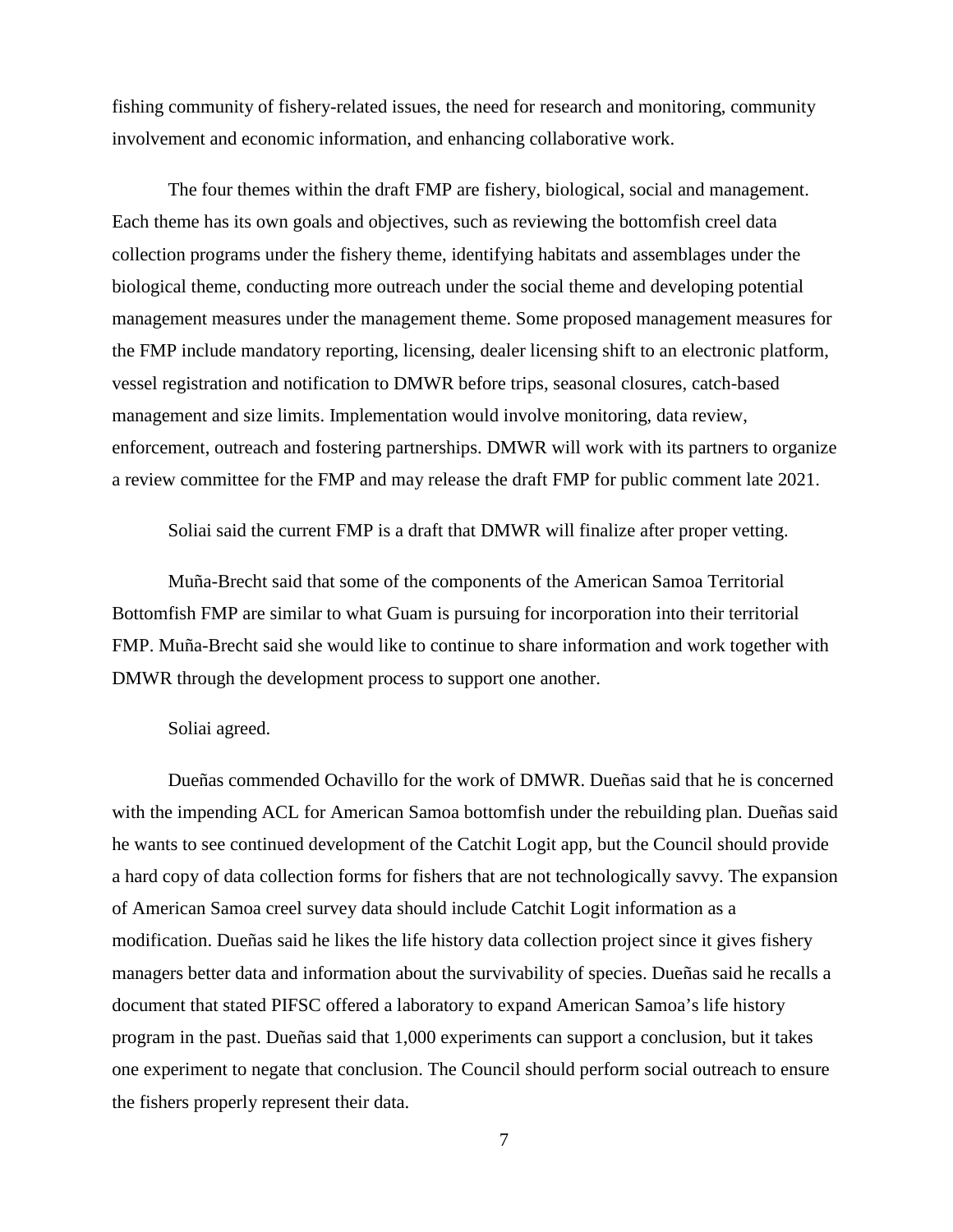fishing community of fishery-related issues, the need for research and monitoring, community involvement and economic information, and enhancing collaborative work.

The four themes within the draft FMP are fishery, biological, social and management. Each theme has its own goals and objectives, such as reviewing the bottomfish creel data collection programs under the fishery theme, identifying habitats and assemblages under the biological theme, conducting more outreach under the social theme and developing potential management measures under the management theme. Some proposed management measures for the FMP include mandatory reporting, licensing, dealer licensing shift to an electronic platform, vessel registration and notification to DMWR before trips, seasonal closures, catch-based management and size limits. Implementation would involve monitoring, data review, enforcement, outreach and fostering partnerships. DMWR will work with its partners to organize a review committee for the FMP and may release the draft FMP for public comment late 2021.

Soliai said the current FMP is a draft that DMWR will finalize after proper vetting.

Muña-Brecht said that some of the components of the American Samoa Territorial Bottomfish FMP are similar to what Guam is pursuing for incorporation into their territorial FMP. Muña-Brecht said she would like to continue to share information and work together with DMWR through the development process to support one another.

Soliai agreed.

Dueñas commended Ochavillo for the work of DMWR. Dueñas said that he is concerned with the impending ACL for American Samoa bottomfish under the rebuilding plan. Dueñas said he wants to see continued development of the Catchit Logit app, but the Council should provide a hard copy of data collection forms for fishers that are not technologically savvy. The expansion of American Samoa creel survey data should include Catchit Logit information as a modification. Dueñas said he likes the life history data collection project since it gives fishery managers better data and information about the survivability of species. Dueñas said he recalls a document that stated PIFSC offered a laboratory to expand American Samoa's life history program in the past. Dueñas said that 1,000 experiments can support a conclusion, but it takes one experiment to negate that conclusion. The Council should perform social outreach to ensure the fishers properly represent their data.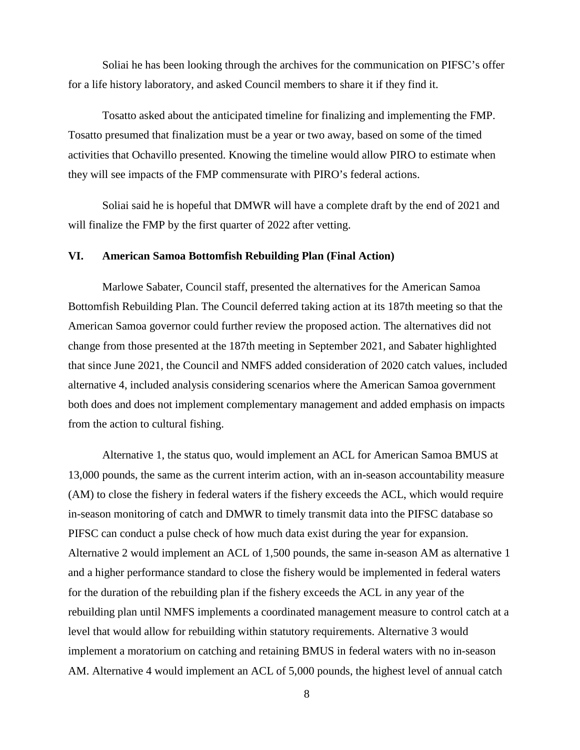Soliai he has been looking through the archives for the communication on PIFSC's offer for a life history laboratory, and asked Council members to share it if they find it.

Tosatto asked about the anticipated timeline for finalizing and implementing the FMP. Tosatto presumed that finalization must be a year or two away, based on some of the timed activities that Ochavillo presented. Knowing the timeline would allow PIRO to estimate when they will see impacts of the FMP commensurate with PIRO's federal actions.

Soliai said he is hopeful that DMWR will have a complete draft by the end of 2021 and will finalize the FMP by the first quarter of 2022 after vetting.

## VI. American Samoa Bottomfish Rebuilding Plan (Final Action)

Marlowe Sabater, Council staff, presented the alternatives for the American Samoa Bottomfish Rebuilding Plan. The Council deferred taking action at its 187th meeting so that the American Samoa governor could further review the proposed action. The alternatives did not change from those presented at the 187th meeting in September 2021, and Sabater highlighted that since June 2021, the Council and NMFS added consideration of 2020 catch values, included alternative 4, included analysis considering scenarios where the American Samoa government both does and does not implement complementary management and added emphasis on impacts from the action to cultural fishing.

Alternative 1, the status quo, would implement an ACL for American Samoa BMUS at 13,000 pounds, the same as the current interim action, with an in-season accountability measure (AM) to close the fishery in federal waters if the fishery exceeds the ACL, which would require in-season monitoring of catch and DMWR to timely transmit data into the PIFSC database so PIFSC can conduct a pulse check of how much data exist during the year for expansion. Alternative 2 would implement an ACL of 1,500 pounds, the same in-season AM as alternative 1 and a higher performance standard to close the fishery would be implemented in federal waters for the duration of the rebuilding plan if the fishery exceeds the ACL in any year of the rebuilding plan until NMFS implements a coordinated management measure to control catch at a level that would allow for rebuilding within statutory requirements. Alternative 3 would implement a moratorium on catching and retaining BMUS in federal waters with no in-season AM. Alternative 4 would implement an ACL of 5,000 pounds, the highest level of annual catch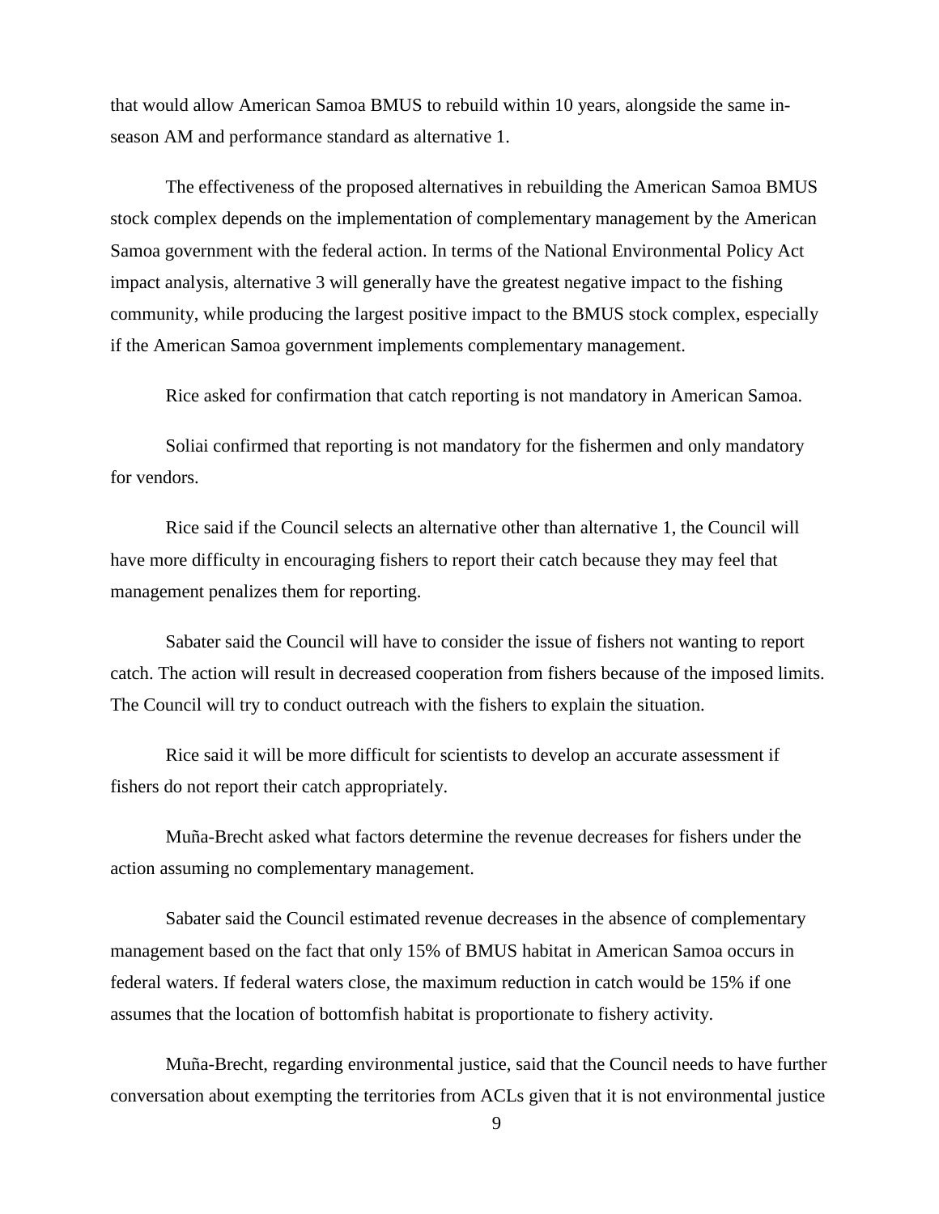that would allow American Samoa BMUS to rebuild within 10 years, alongside the same in-season AM and performance standard as alternative 1.

The effectiveness of the proposed alternatives in rebuilding the American Samoa BMUS stock complex depends on the implementation of complementary management by the American Samoa government with the federal action. In terms of the National Environmental Policy Act impact analysis, alternative 3 will generally have the greatest negative impact to the fishing community, while producing the largest positive impact to the BMUS stock complex, especially if the American Samoa government implements complementary management.

Rice asked for confirmation that catch reporting is not mandatory in American Samoa.

Soliai confirmed that reporting is not mandatory for the fishermen and only mandatory for vendors.

Rice said if the Council selects an alternative other than alternative 1, the Council will have more difficulty in encouraging fishers to report their catch because they may feel that management penalizes them for reporting.

Sabater said the Council will have to consider the issue of fishers not wanting to report catch. The action will result in decreased cooperation from fishers because of the imposed limits. The Council will try to conduct outreach with the fishers to explain the situation.

Rice said it will be more difficult for scientists to develop an accurate assessment if fishers do not report their catch appropriately.

Muña-Brecht asked what factors determine the revenue decreases for fishers under the action assuming no complementary management.

Sabater said the Council estimated revenue decreases in the absence of complementary management based on the fact that only 15% of BMUS habitat in American Samoa occurs in federal waters. If federal waters close, the maximum reduction in catch would be 15% if one assumes that the location of bottomfish habitat is proportionate to fishery activity.

Muña-Brecht, regarding environmental justice, said that the Council needs to have further conversation about exempting the territories from ACLs given that it is not environmental justice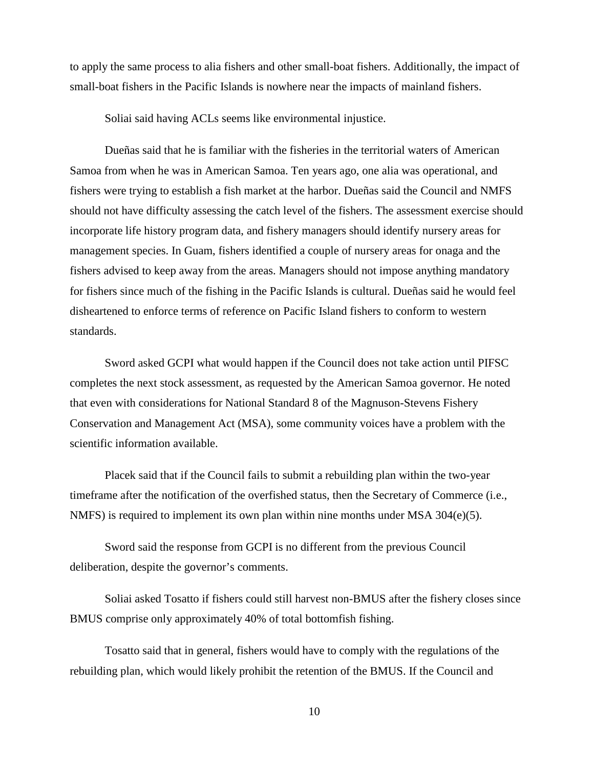to apply the same process to alia fishers and other small-boat fishers. Additionally, the impact of small-boat fishers in the Pacific Islands is nowhere near the impacts of mainland fishers.

Soliai said having ACLs seems like environmental injustice.

Dueñas said that he is familiar with the fisheries in the territorial waters of American Samoa from when he was in American Samoa. Ten years ago, one alia was operational, and fishers were trying to establish a fish market at the harbor. Dueñas said the Council and NMFS should not have difficulty assessing the catch level of the fishers. The assessment exercise should incorporate life history program data, and fishery managers should identify nursery areas for management species. In Guam, fishers identified a couple of nursery areas for onaga and the fishers advised to keep away from the areas. Managers should not impose anything mandatory for fishers since much of the fishing in the Pacific Islands is cultural. Dueñas said he would feel disheartened to enforce terms of reference on Pacific Island fishers to conform to western standards.

Sword asked GCPI what would happen if the Council does not take action until PIFSC completes the next stock assessment, as requested by the American Samoa governor. He noted that even with considerations for National Standard 8 of the Magnuson-Stevens Fishery Conservation and Management Act (MSA), some community voices have a problem with the scientific information available.

Placek said that if the Council fails to submit a rebuilding plan within the two-year timeframe after the notification of the overfished status, then the Secretary of Commerce (i.e., NMFS) is required to implement its own plan within nine months under MSA 304(e)(5).

Sword said the response from GCPI is no different from the previous Council deliberation, despite the governor's comments.

Soliai asked Tosatto if fishers could still harvest non-BMUS after the fishery closes since BMUS comprise only approximately 40% of total bottomfish fishing.

Tosatto said that in general, fishers would have to comply with the regulations of the rebuilding plan, which would likely prohibit the retention of the BMUS. If the Council and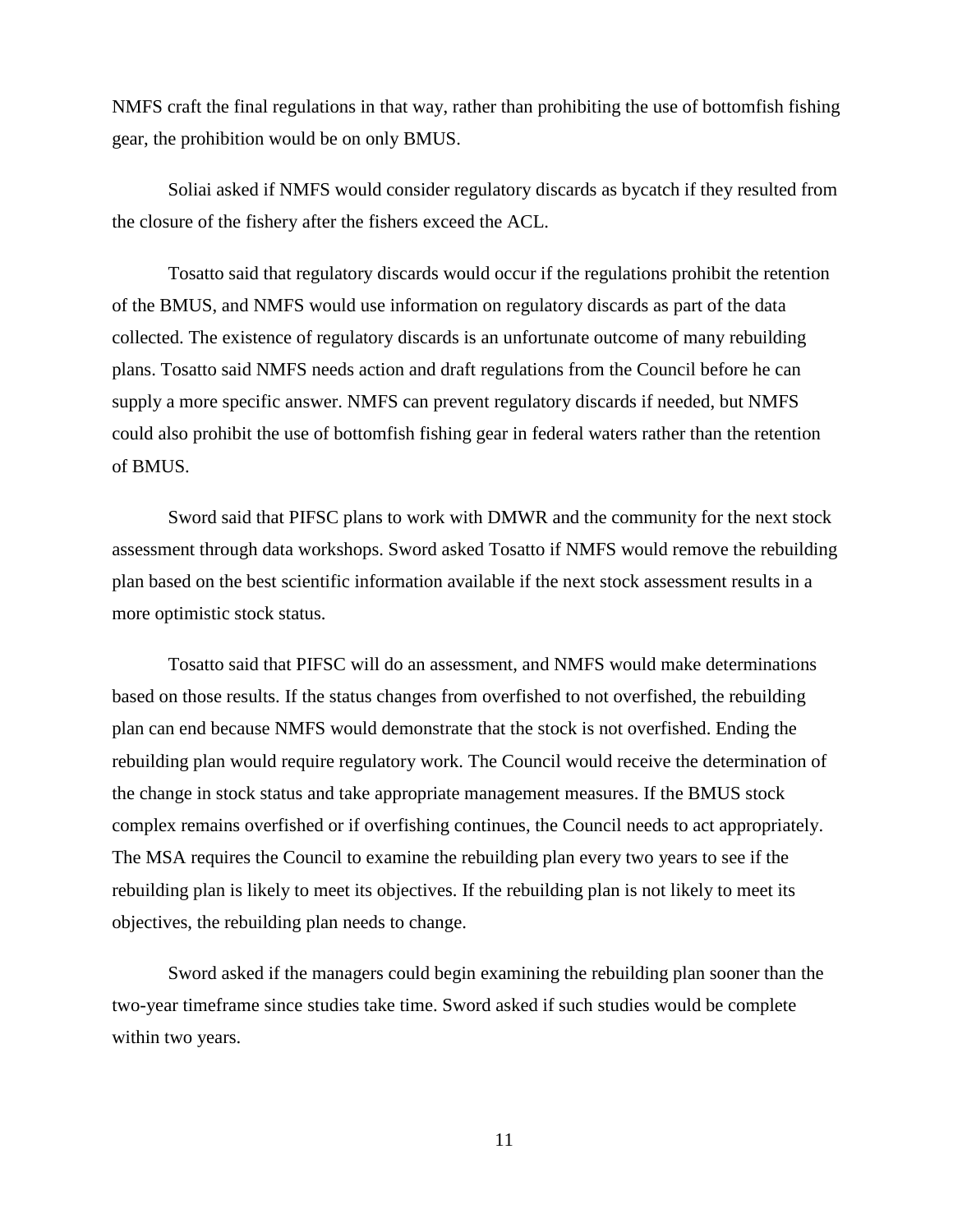NMFS craft the final regulations in that way, rather than prohibiting the use of bottomfish fishing gear, the prohibition would be on only BMUS.

Soliai asked if NMFS would consider regulatory discards as bycatch if they resulted from the closure of the fishery after the fishers exceed the ACL.

Tosatto said that regulatory discards would occur if the regulations prohibit the retention of the BMUS, and NMFS would use information on regulatory discards as part of the data collected. The existence of regulatory discards is an unfortunate outcome of many rebuilding plans. Tosatto said NMFS needs action and draft regulations from the Council before he can supply a more specific answer. NMFS can prevent regulatory discards if needed, but NMFS could also prohibit the use of bottomfish fishing gear in federal waters rather than the retention of BMUS.

Sword said that PIFSC plans to work with DMWR and the community for the next stock assessment through data workshops. Sword asked Tosatto if NMFS would remove the rebuilding plan based on the best scientific information available if the next stock assessment results in a more optimistic stock status.

Tosatto said that PIFSC will do an assessment, and NMFS would make determinations based on those results. If the status changes from overfished to not overfished, the rebuilding plan can end because NMFS would demonstrate that the stock is not overfished. Ending the rebuilding plan would require regulatory work. The Council would receive the determination of the change in stock status and take appropriate management measures. If the BMUS stock complex remains overfished or if overfishing continues, the Council needs to act appropriately. The MSA requires the Council to examine the rebuilding plan every two years to see if the rebuilding plan is likely to meet its objectives. If the rebuilding plan is not likely to meet its objectives, the rebuilding plan needs to change.

Sword asked if the managers could begin examining the rebuilding plan sooner than the two-year timeframe since studies take time. Sword asked if such studies would be complete within two years.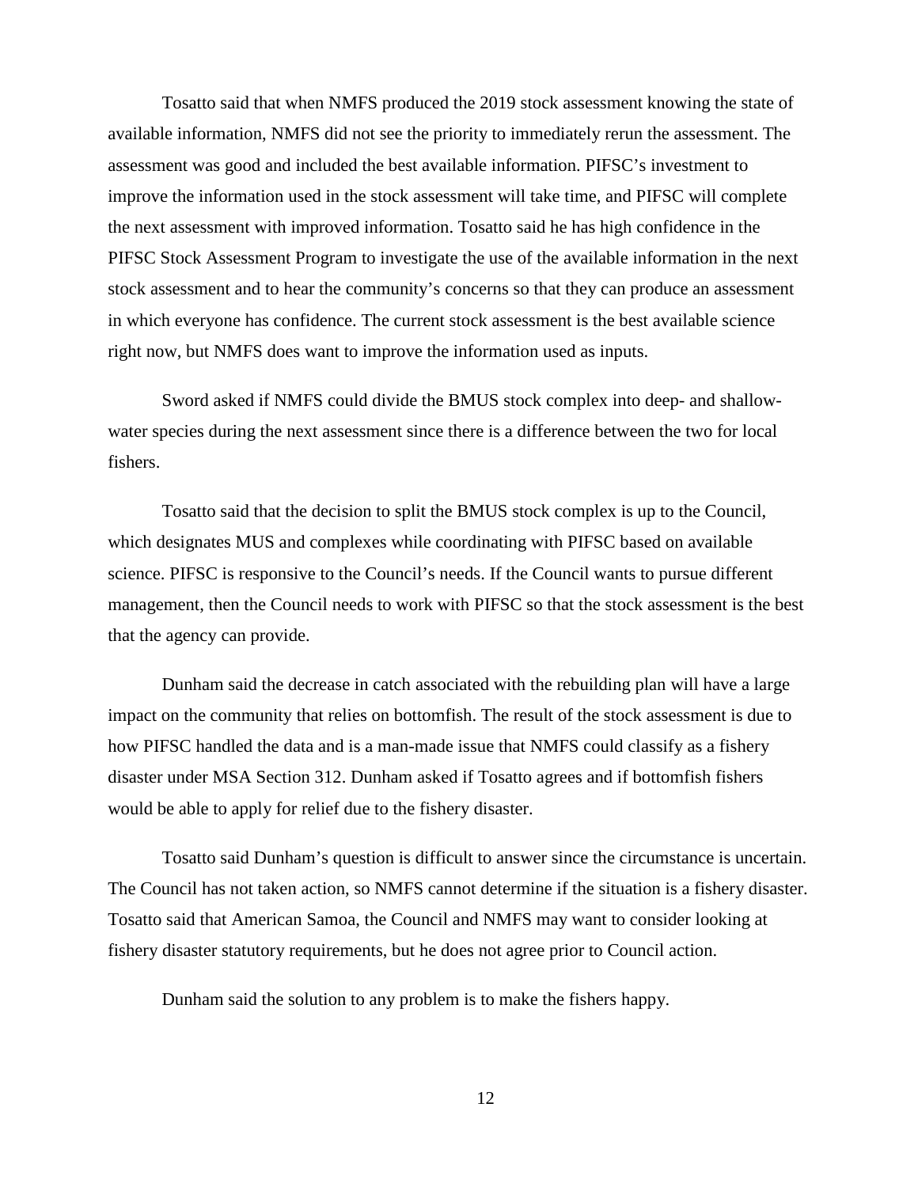Tosatto said that when NMFS produced the 2019 stock assessment knowing the state of available information, NMFS did not see the priority to immediately rerun the assessment. The assessment was good and included the best available information. PIFSC's investment to improve the information used in the stock assessment will take time, and PIFSC will complete the next assessment with improved information. Tosatto said he has high confidence in the PIFSC Stock Assessment Program to investigate the use of the available information in the next stock assessment and to hear the community's concerns so that they can produce an assessment in which everyone has confidence. The current stock assessment is the best available science right now, but NMFS does want to improve the information used as inputs.

Sword asked if NMFS could divide the BMUS stock complex into deep- and shallow-water species during the next assessment since there is a difference between the two for local fishers.

Tosatto said that the decision to split the BMUS stock complex is up to the Council, which designates MUS and complexes while coordinating with PIFSC based on available science. PIFSC is responsive to the Council's needs. If the Council wants to pursue different management, then the Council needs to work with PIFSC so that the stock assessment is the best that the agency can provide.

Dunham said the decrease in catch associated with the rebuilding plan will have a large impact on the community that relies on bottomfish. The result of the stock assessment is due to how PIFSC handled the data and is a man-made issue that NMFS could classify as a fishery disaster under MSA Section 312. Dunham asked if Tosatto agrees and if bottomfish fishers would be able to apply for relief due to the fishery disaster.

Tosatto said Dunham's question is difficult to answer since the circumstance is uncertain. The Council has not taken action, so NMFS cannot determine if the situation is a fishery disaster. Tosatto said that American Samoa, the Council and NMFS may want to consider looking at fishery disaster statutory requirements, but he does not agree prior to Council action.

Dunham said the solution to any problem is to make the fishers happy.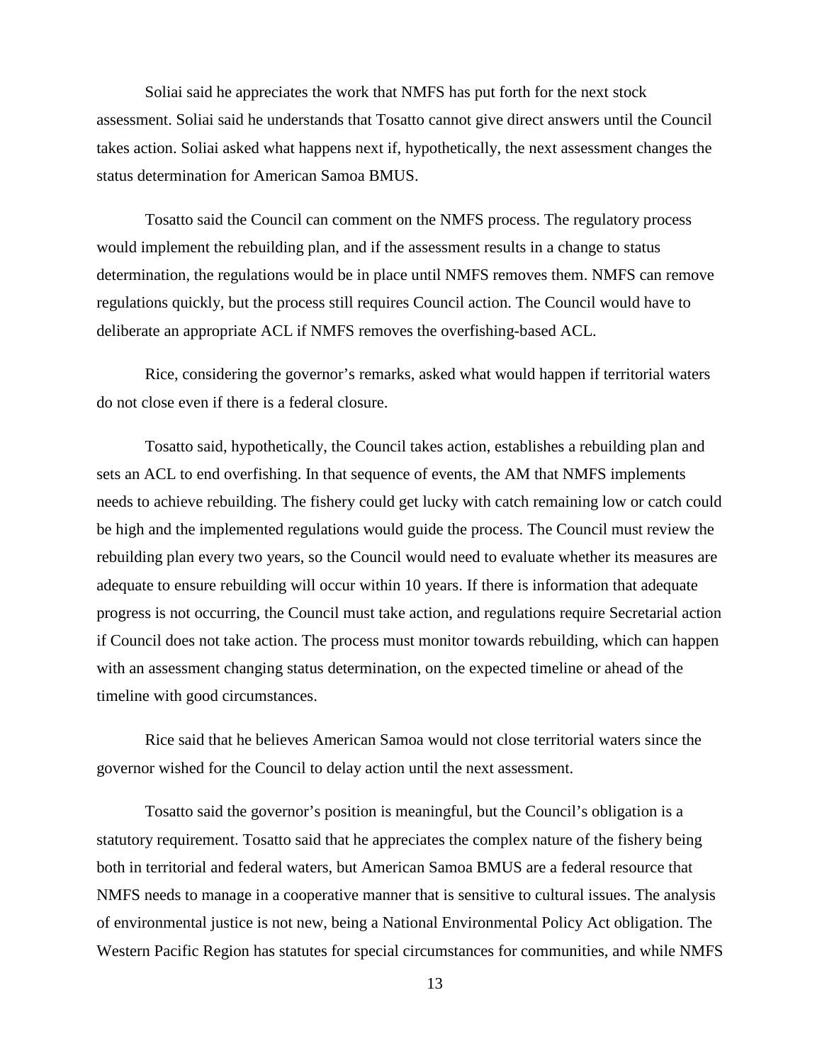Soliai said he appreciates the work that NMFS has put forth for the next stock assessment. Soliai said he understands that Tosatto cannot give direct answers until the Council takes action. Soliai asked what happens next if, hypothetically, the next assessment changes the status determination for American Samoa BMUS.

Tosatto said the Council can comment on the NMFS process. The regulatory process would implement the rebuilding plan, and if the assessment results in a change to status determination, the regulations would be in place until NMFS removes them. NMFS can remove regulations quickly, but the process still requires Council action. The Council would have to deliberate an appropriate ACL if NMFS removes the overfishing-based ACL.

Rice, considering the governor's remarks, asked what would happen if territorial waters do not close even if there is a federal closure.

Tosatto said, hypothetically, the Council takes action, establishes a rebuilding plan and sets an ACL to end overfishing. In that sequence of events, the AM that NMFS implements needs to achieve rebuilding. The fishery could get lucky with catch remaining low or catch could be high and the implemented regulations would guide the process. The Council must review the rebuilding plan every two years, so the Council would need to evaluate whether its measures are adequate to ensure rebuilding will occur within 10 years. If there is information that adequate progress is not occurring, the Council must take action, and regulations require Secretarial action if Council does not take action. The process must monitor towards rebuilding, which can happen with an assessment changing status determination, on the expected timeline or ahead of the timeline with good circumstances.

Rice said that he believes American Samoa would not close territorial waters since the governor wished for the Council to delay action until the next assessment.

Tosatto said the governor's position is meaningful, but the Council's obligation is a statutory requirement. Tosatto said that he appreciates the complex nature of the fishery being both in territorial and federal waters, but American Samoa BMUS are a federal resource that NMFS needs to manage in a cooperative manner that is sensitive to cultural issues. The analysis of environmental justice is not new, being a National Environmental Policy Act obligation. The Western Pacific Region has statutes for special circumstances for communities, and while NMFS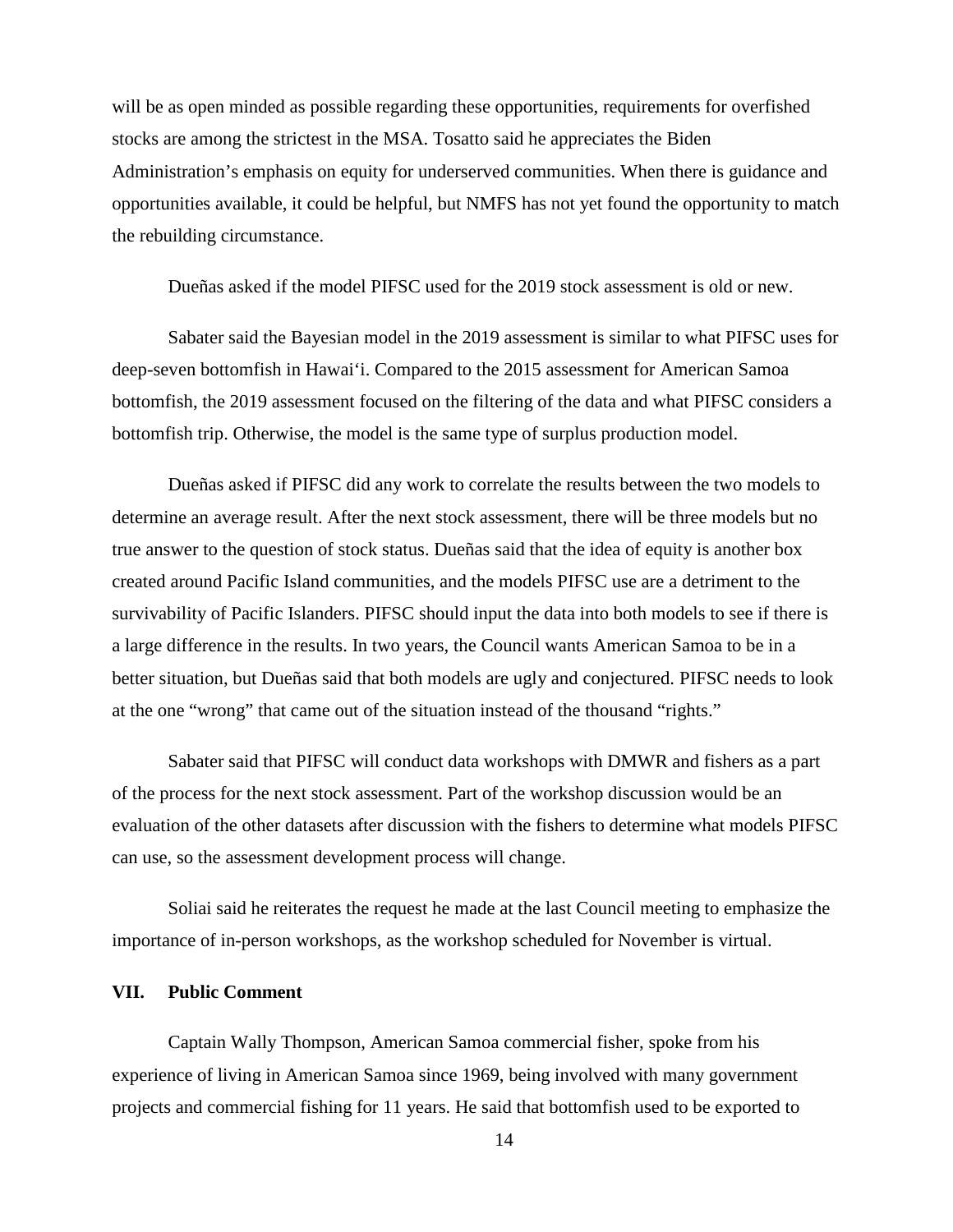will be as open minded as possible regarding these opportunities, requirements for overfished stocks are among the strictest in the MSA. Tosatto said he appreciates the Biden Administration's emphasis on equity for underserved communities. When there is guidance and opportunities available, it could be helpful, but NMFS has not yet found the opportunity to match the rebuilding circumstance.

Dueñas asked if the model PIFSC used for the 2019 stock assessment is old or new.

Sabater said the Bayesian model in the 2019 assessment is similar to what PIFSC uses for deep-seven bottomfish in Hawai'i. Compared to the 2015 assessment for American Samoa bottomfish, the 2019 assessment focused on the filtering of the data and what PIFSC considers a bottomfish trip. Otherwise, the model is the same type of surplus production model.

Dueñas asked if PIFSC did any work to correlate the results between the two models to determine an average result. After the next stock assessment, there will be three models but no true answer to the question of stock status. Dueñas said that the idea of equity is another box created around Pacific Island communities, and the models PIFSC use are a detriment to the survivability of Pacific Islanders. PIFSC should input the data into both models to see if there is a large difference in the results. In two years, the Council wants American Samoa to be in a better situation, but Dueñas said that both models are ugly and conjectured. PIFSC needs to look at the one "wrong" that came out of the situation instead of the thousand "rights."

Sabater said that PIFSC will conduct data workshops with DMWR and fishers as a part of the process for the next stock assessment. Part of the workshop discussion would be an evaluation of the other datasets after discussion with the fishers to determine what models PIFSC can use, so the assessment development process will change.

Soliai said he reiterates the request he made at the last Council meeting to emphasize the importance of in-person workshops, as the workshop scheduled for November is virtual.

## VII. Public Comment

Captain Wally Thompson, American Samoa commercial fisher, spoke from his experience of living in American Samoa since 1969, being involved with many government projects and commercial fishing for 11 years. He said that bottomfish used to be exported to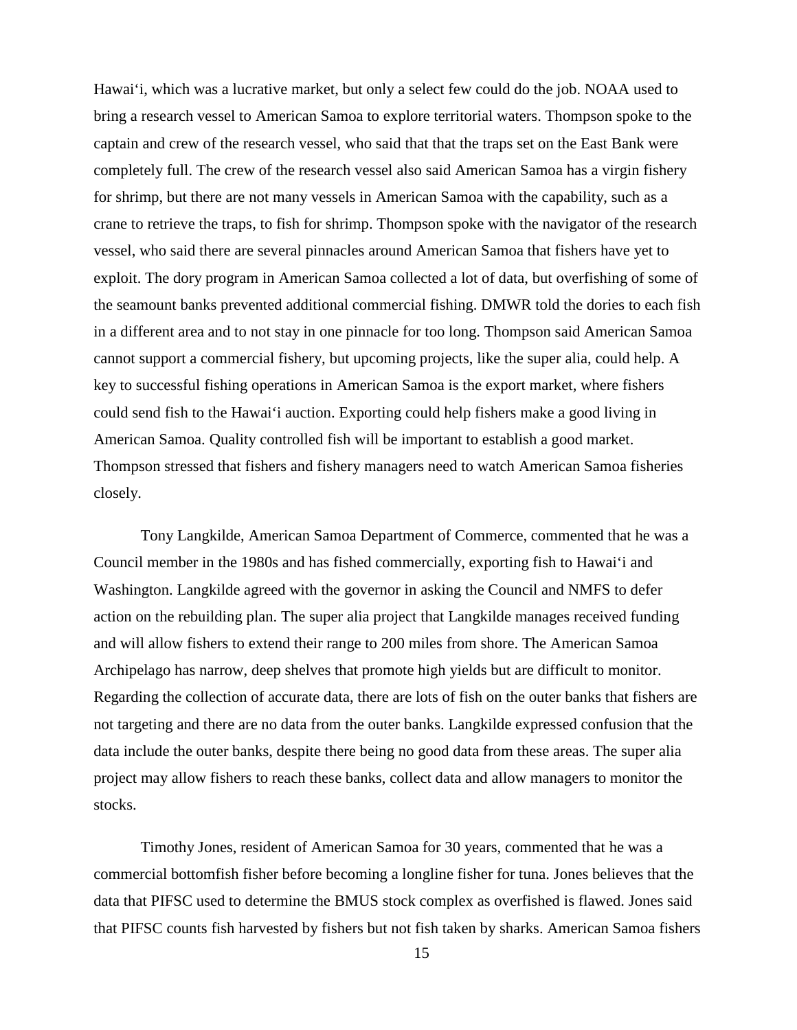Hawai'i, which was a lucrative market, but only a select few could do the job. NOAA used to bring a research vessel to American Samoa to explore territorial waters. Thompson spoke to the captain and crew of the research vessel, who said that that the traps set on the East Bank were completely full. The crew of the research vessel also said American Samoa has a virgin fishery for shrimp, but there are not many vessels in American Samoa with the capability, such as a crane to retrieve the traps, to fish for shrimp. Thompson spoke with the navigator of the research vessel, who said there are several pinnacles around American Samoa that fishers have yet to exploit. The dory program in American Samoa collected a lot of data, but overfishing of some of the seamount banks prevented additional commercial fishing. DMWR told the dories to each fish in a different area and to not stay in one pinnacle for too long. Thompson said American Samoa cannot support a commercial fishery, but upcoming projects, like the super alia, could help. A key to successful fishing operations in American Samoa is the export market, where fishers could send fish to the Hawai'i auction. Exporting could help fishers make a good living in American Samoa. Quality controlled fish will be important to establish a good market. Thompson stressed that fishers and fishery managers need to watch American Samoa fisheries closely.

Tony Langkilde, American Samoa Department of Commerce, commented that he was a Council member in the 1980s and has fished commercially, exporting fish to Hawai'i and Washington. Langkilde agreed with the governor in asking the Council and NMFS to defer action on the rebuilding plan. The super alia project that Langkilde manages received funding and will allow fishers to extend their range to 200 miles from shore. The American Samoa Archipelago has narrow, deep shelves that promote high yields but are difficult to monitor. Regarding the collection of accurate data, there are lots of fish on the outer banks that fishers are not targeting and there are no data from the outer banks. Langkilde expressed confusion that the data include the outer banks, despite there being no good data from these areas. The super alia project may allow fishers to reach these banks, collect data and allow managers to monitor the stocks.

Timothy Jones, resident of American Samoa for 30 years, commented that he was a commercial bottomfish fisher before becoming a longline fisher for tuna. Jones believes that the data that PIFSC used to determine the BMUS stock complex as overfished is flawed. Jones said that PIFSC counts fish harvested by fishers but not fish taken by sharks. American Samoa fishers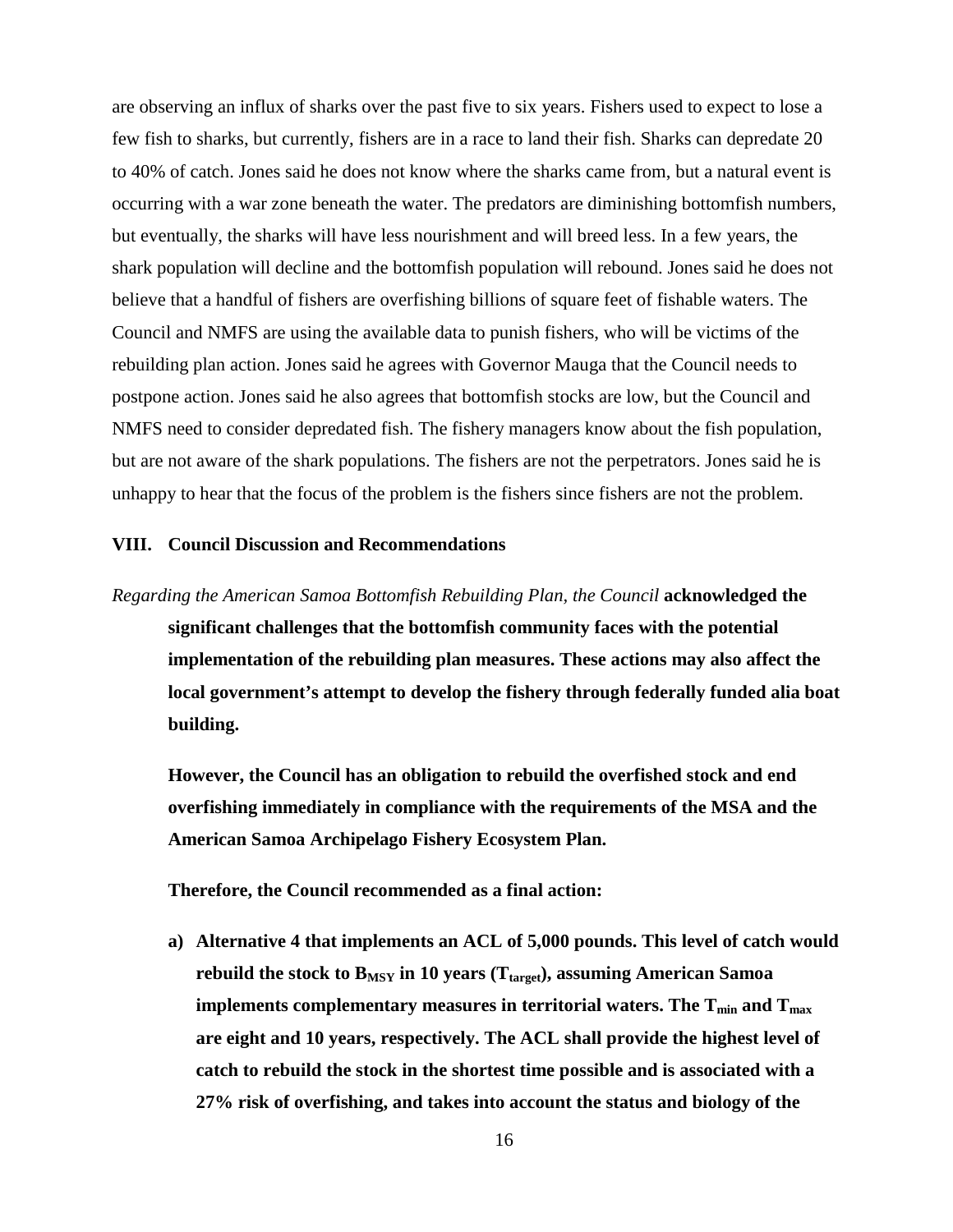are observing an influx of sharks over the past five to six years. Fishers used to expect to lose a few fish to sharks, but currently, fishers are in a race to land their fish. Sharks can depredate 20 to 40% of catch. Jones said he does not know where the sharks came from, but a natural event is occurring with a war zone beneath the water. The predators are diminishing bottomfish numbers, but eventually, the sharks will have less nourishment and will breed less. In a few years, the shark population will decline and the bottomfish population will rebound. Jones said he does not believe that a handful of fishers are overfishing billions of square feet of fishable waters. The Council and NMFS are using the available data to punish fishers, who will be victims of the rebuilding plan action. Jones said he agrees with Governor Mauga that the Council needs to postpone action. Jones said he also agrees that bottomfish stocks are low, but the Council and NMFS need to consider depredated fish. The fishery managers know about the fish population, but are not aware of the shark populations. The fishers are not the perpetrators. Jones said he is unhappy to hear that the focus of the problem is the fishers since fishers are not the problem.

## VIII. Council Discussion and Recommendations

*Regarding the American Samoa Bottomfish Rebuilding Plan, the Council* **acknowledged the significant challenges that the bottomfish community faces with the potential implementation of the rebuilding plan measures. These actions may also affect the local government's attempt to develop the fishery through federally funded alia boat building.**

**However, the Council has an obligation to rebuild the overfished stock and end overfishing immediately in compliance with the requirements of the MSA and the American Samoa Archipelago Fishery Ecosystem Plan.**

**Therefore, the Council recommended as a final action:**

a) **Alternative 4 that implements an ACL of 5,000 pounds. This level of catch would rebuild the stock to $B_{MSY}$ in 10 years ($T_{target}$), assuming American Samoa implements complementary measures in territorial waters. The $T_{min}$ and $T_{max}$ are eight and 10 years, respectively. The ACL shall provide the highest level of catch to rebuild the stock in the shortest time possible and is associated with a 27% risk of overfishing, and takes into account the status and biology of the**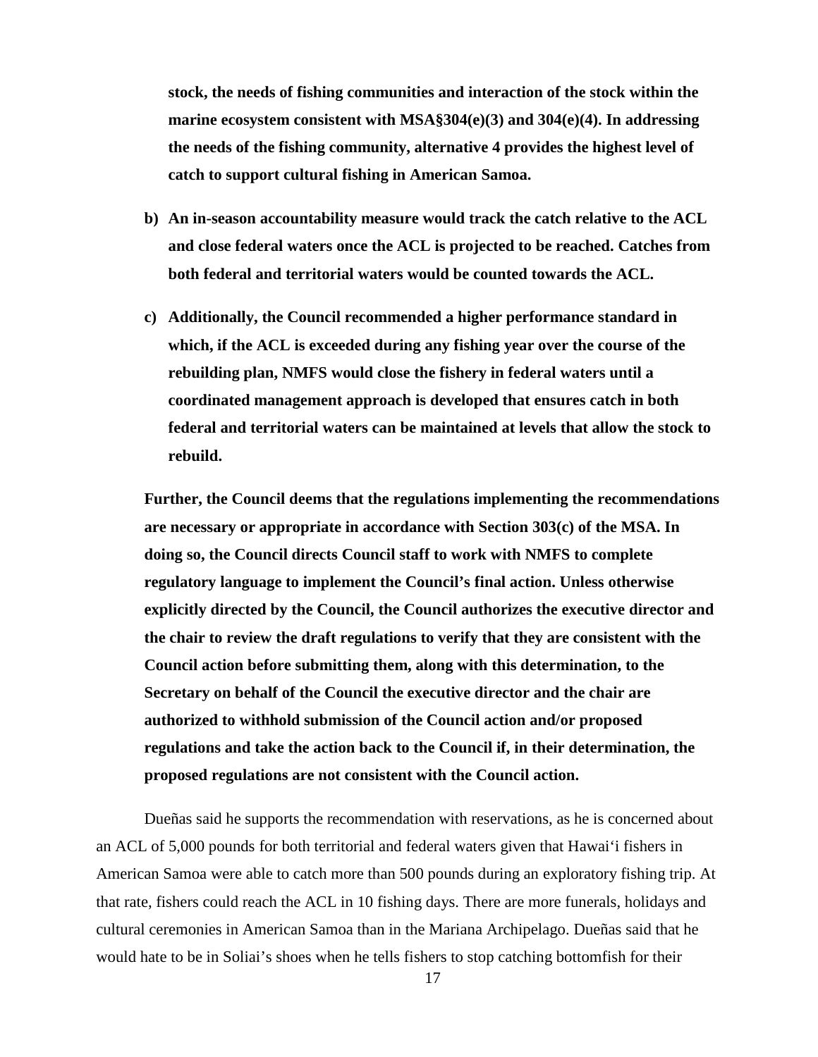**stock, the needs of fishing communities and interaction of the stock within the marine ecosystem consistent with MSA§304(e)(3) and 304(e)(4). In addressing the needs of the fishing community, alternative 4 provides the highest level of catch to support cultural fishing in American Samoa.**

**b) An in-season accountability measure would track the catch relative to the ACL and close federal waters once the ACL is projected to be reached. Catches from both federal and territorial waters would be counted towards the ACL.**

**c) Additionally, the Council recommended a higher performance standard in which, if the ACL is exceeded during any fishing year over the course of the rebuilding plan, NMFS would close the fishery in federal waters until a coordinated management approach is developed that ensures catch in both federal and territorial waters can be maintained at levels that allow the stock to rebuild.**

**Further, the Council deems that the regulations implementing the recommendations are necessary or appropriate in accordance with Section 303(c) of the MSA. In doing so, the Council directs Council staff to work with NMFS to complete regulatory language to implement the Council's final action. Unless otherwise explicitly directed by the Council, the Council authorizes the executive director and the chair to review the draft regulations to verify that they are consistent with the Council action before submitting them, along with this determination, to the Secretary on behalf of the Council the executive director and the chair are authorized to withhold submission of the Council action and/or proposed regulations and take the action back to the Council if, in their determination, the proposed regulations are not consistent with the Council action.**

Dueñas said he supports the recommendation with reservations, as he is concerned about an ACL of 5,000 pounds for both territorial and federal waters given that Hawai'i fishers in American Samoa were able to catch more than 500 pounds during an exploratory fishing trip. At that rate, fishers could reach the ACL in 10 fishing days. There are more funerals, holidays and cultural ceremonies in American Samoa than in the Mariana Archipelago. Dueñas said that he would hate to be in Soliai's shoes when he tells fishers to stop catching bottomfish for their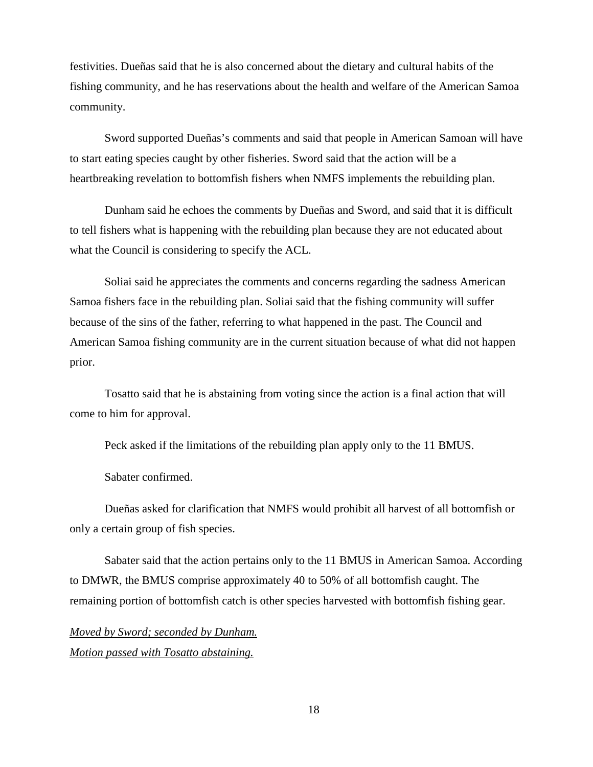festivities. Dueñas said that he is also concerned about the dietary and cultural habits of the fishing community, and he has reservations about the health and welfare of the American Samoa community.

Sword supported Dueñas's comments and said that people in American Samoan will have to start eating species caught by other fisheries. Sword said that the action will be a heartbreaking revelation to bottomfish fishers when NMFS implements the rebuilding plan.

Dunham said he echoes the comments by Dueñas and Sword, and said that it is difficult to tell fishers what is happening with the rebuilding plan because they are not educated about what the Council is considering to specify the ACL.

Soliai said he appreciates the comments and concerns regarding the sadness American Samoa fishers face in the rebuilding plan. Soliai said that the fishing community will suffer because of the sins of the father, referring to what happened in the past. The Council and American Samoa fishing community are in the current situation because of what did not happen prior.

Tosatto said that he is abstaining from voting since the action is a final action that will come to him for approval.

Peck asked if the limitations of the rebuilding plan apply only to the 11 BMUS.

Sabater confirmed.

Dueñas asked for clarification that NMFS would prohibit all harvest of all bottomfish or only a certain group of fish species.

Sabater said that the action pertains only to the 11 BMUS in American Samoa. According to DMWR, the BMUS comprise approximately 40 to 50% of all bottomfish caught. The remaining portion of bottomfish catch is other species harvested with bottomfish fishing gear.

*Moved by Sword; seconded by Dunham.*
*Motion passed with Tosatto abstaining.*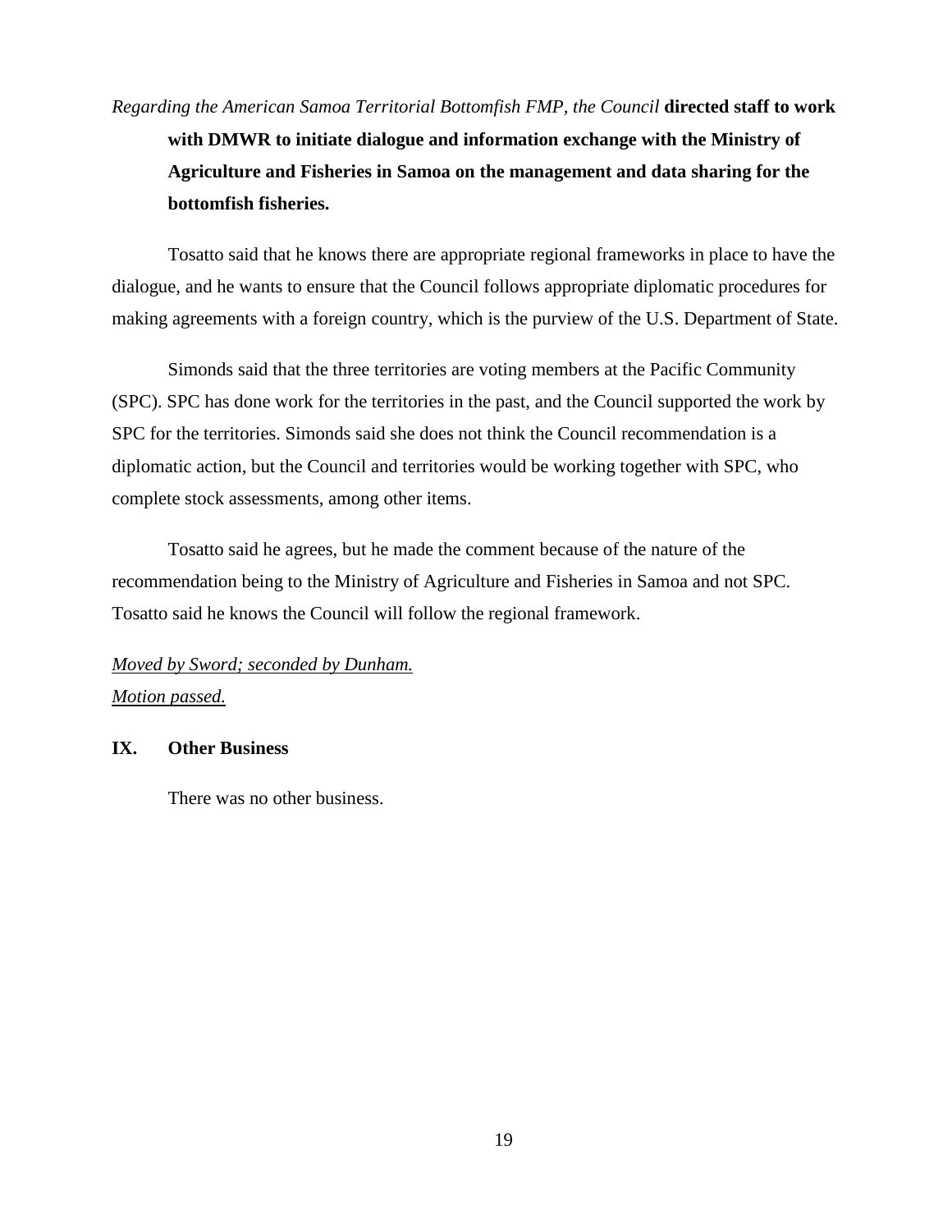*Regarding the American Samoa Territorial Bottomfish FMP, the Council* **directed staff to work with DMWR to initiate dialogue and information exchange with the Ministry of Agriculture and Fisheries in Samoa on the management and data sharing for the bottomfish fisheries.**

Tosatto said that he knows there are appropriate regional frameworks in place to have the dialogue, and he wants to ensure that the Council follows appropriate diplomatic procedures for making agreements with a foreign country, which is the purview of the U.S. Department of State.

Simonds said that the three territories are voting members at the Pacific Community (SPC). SPC has done work for the territories in the past, and the Council supported the work by SPC for the territories. Simonds said she does not think the Council recommendation is a diplomatic action, but the Council and territories would be working together with SPC, who complete stock assessments, among other items.

Tosatto said he agrees, but he made the comment because of the nature of the recommendation being to the Ministry of Agriculture and Fisheries in Samoa and not SPC. Tosatto said he knows the Council will follow the regional framework.

<u>*Moved by Sword; seconded by Dunham.*</u>
<u>*Motion passed.*</u>

## IX. Other Business

There was no other business.